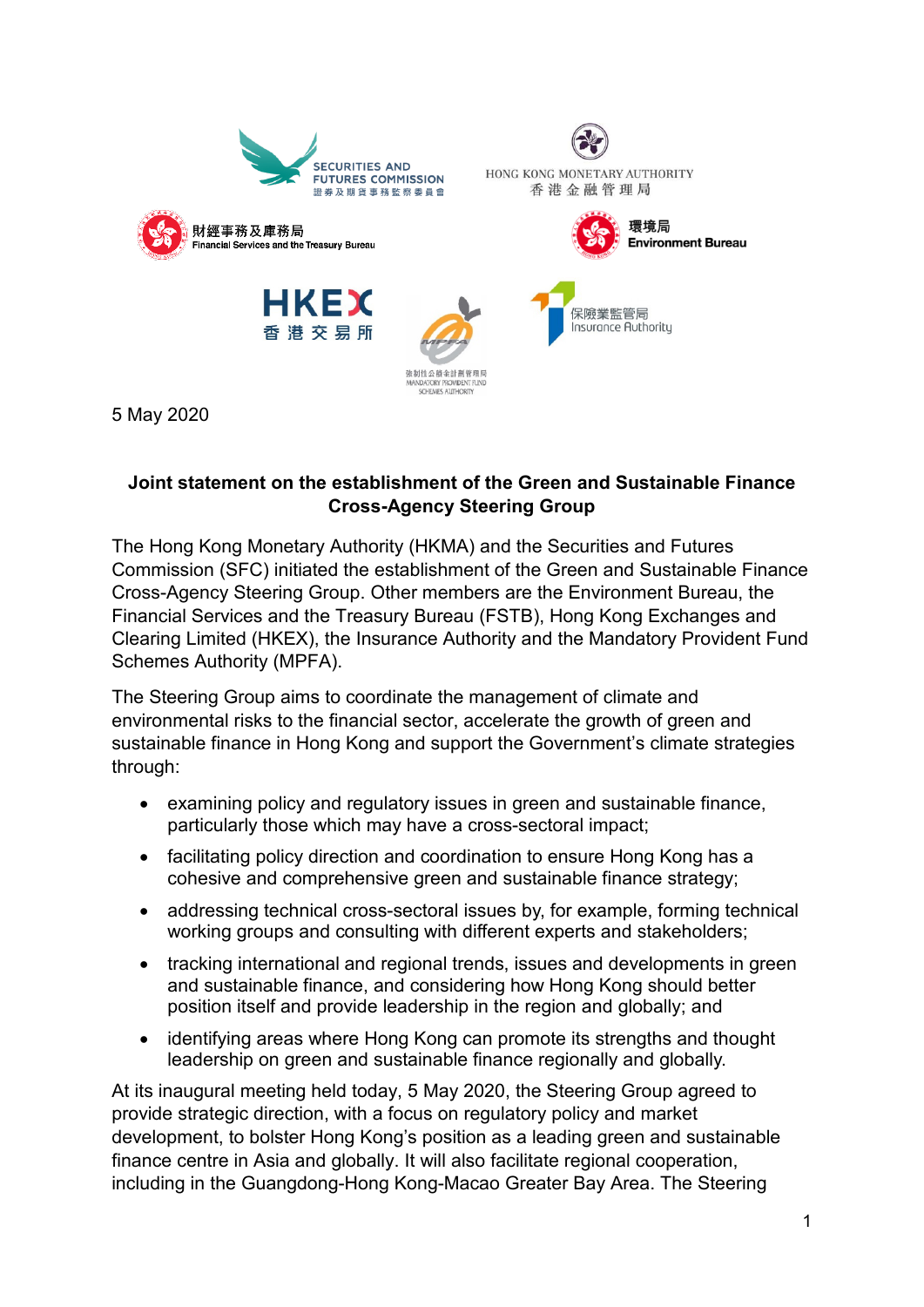SECURITIES AND FUTURES COMMISSION 證券及期貨事務監察委員會

HONG KONG MONETARY AUTHORITY 香港金融管理局

財經事務及庫務局 Financial Services and the Treasury Bureau

環境局 Environment Bureau

HKEX 香港交易所

強制性公積金計劃管理局 MANDATORY PROVIDENT FUND SCHEMES AUTHORITY

保險業監管局 Insurance Authority

5 May 2020

## Joint statement on the establishment of the Green and Sustainable Finance Cross-Agency Steering Group

The Hong Kong Monetary Authority (HKMA) and the Securities and Futures Commission (SFC) initiated the establishment of the Green and Sustainable Finance Cross-Agency Steering Group. Other members are the Environment Bureau, the Financial Services and the Treasury Bureau (FSTB), Hong Kong Exchanges and Clearing Limited (HKEX), the Insurance Authority and the Mandatory Provident Fund Schemes Authority (MPFA).

The Steering Group aims to coordinate the management of climate and environmental risks to the financial sector, accelerate the growth of green and sustainable finance in Hong Kong and support the Government's climate strategies through:

- examining policy and regulatory issues in green and sustainable finance, particularly those which may have a cross-sectoral impact;
- facilitating policy direction and coordination to ensure Hong Kong has a cohesive and comprehensive green and sustainable finance strategy;
- addressing technical cross-sectoral issues by, for example, forming technical working groups and consulting with different experts and stakeholders;
- tracking international and regional trends, issues and developments in green and sustainable finance, and considering how Hong Kong should better position itself and provide leadership in the region and globally; and
- identifying areas where Hong Kong can promote its strengths and thought leadership on green and sustainable finance regionally and globally.

At its inaugural meeting held today, 5 May 2020, the Steering Group agreed to provide strategic direction, with a focus on regulatory policy and market development, to bolster Hong Kong's position as a leading green and sustainable finance centre in Asia and globally. It will also facilitate regional cooperation, including in the Guangdong-Hong Kong-Macao Greater Bay Area. The Steering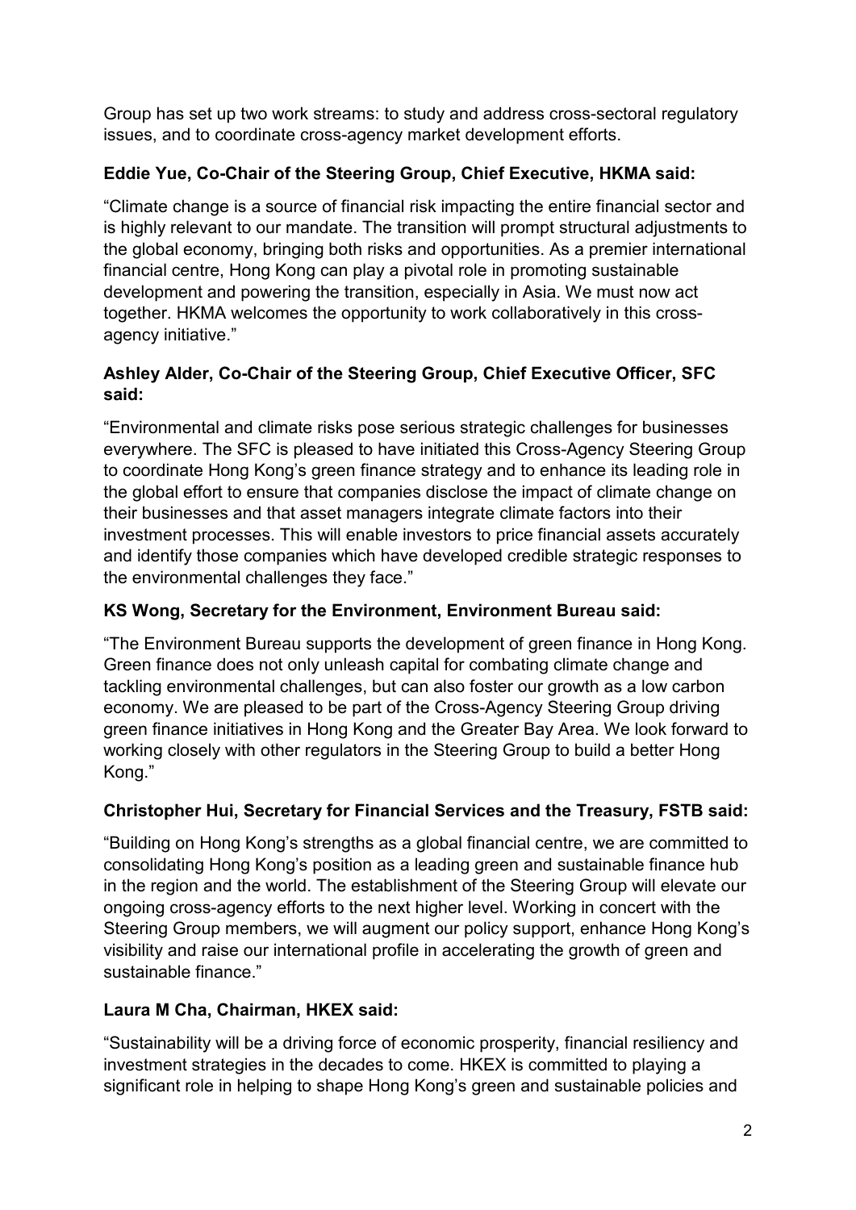Group has set up two work streams: to study and address cross-sectoral regulatory issues, and to coordinate cross-agency market development efforts.

**Eddie Yue, Co-Chair of the Steering Group, Chief Executive, HKMA said:**

"Climate change is a source of financial risk impacting the entire financial sector and is highly relevant to our mandate. The transition will prompt structural adjustments to the global economy, bringing both risks and opportunities. As a premier international financial centre, Hong Kong can play a pivotal role in promoting sustainable development and powering the transition, especially in Asia. We must now act together. HKMA welcomes the opportunity to work collaboratively in this cross-agency initiative."

**Ashley Alder, Co-Chair of the Steering Group, Chief Executive Officer, SFC said:**

"Environmental and climate risks pose serious strategic challenges for businesses everywhere. The SFC is pleased to have initiated this Cross-Agency Steering Group to coordinate Hong Kong's green finance strategy and to enhance its leading role in the global effort to ensure that companies disclose the impact of climate change on their businesses and that asset managers integrate climate factors into their investment processes. This will enable investors to price financial assets accurately and identify those companies which have developed credible strategic responses to the environmental challenges they face."

**KS Wong, Secretary for the Environment, Environment Bureau said:**

"The Environment Bureau supports the development of green finance in Hong Kong. Green finance does not only unleash capital for combating climate change and tackling environmental challenges, but can also foster our growth as a low carbon economy. We are pleased to be part of the Cross-Agency Steering Group driving green finance initiatives in Hong Kong and the Greater Bay Area. We look forward to working closely with other regulators in the Steering Group to build a better Hong Kong."

**Christopher Hui, Secretary for Financial Services and the Treasury, FSTB said:**

"Building on Hong Kong's strengths as a global financial centre, we are committed to consolidating Hong Kong's position as a leading green and sustainable finance hub in the region and the world. The establishment of the Steering Group will elevate our ongoing cross-agency efforts to the next higher level. Working in concert with the Steering Group members, we will augment our policy support, enhance Hong Kong's visibility and raise our international profile in accelerating the growth of green and sustainable finance."

**Laura M Cha, Chairman, HKEX said:**

"Sustainability will be a driving force of economic prosperity, financial resiliency and investment strategies in the decades to come. HKEX is committed to playing a significant role in helping to shape Hong Kong's green and sustainable policies and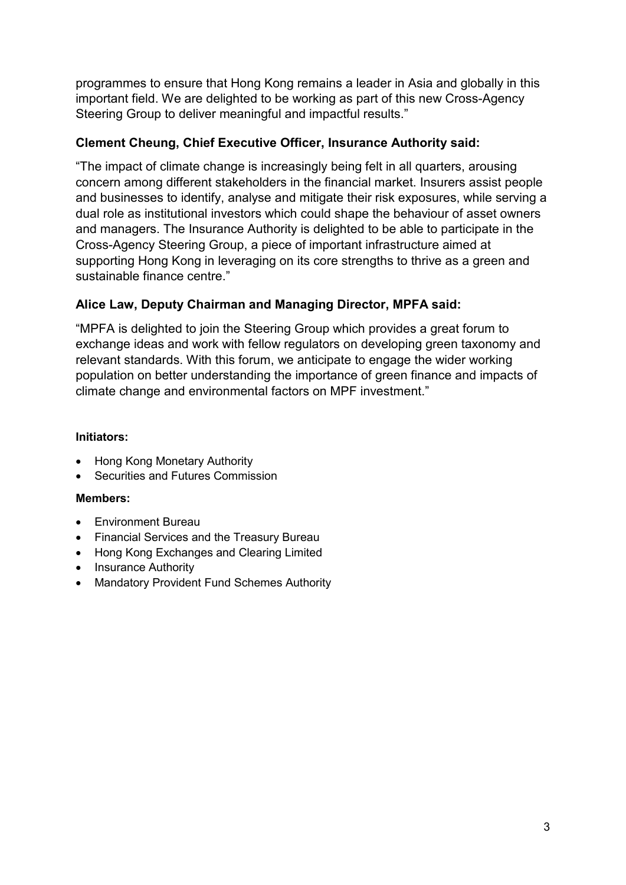programmes to ensure that Hong Kong remains a leader in Asia and globally in this important field. We are delighted to be working as part of this new Cross-Agency Steering Group to deliver meaningful and impactful results."

**Clement Cheung, Chief Executive Officer, Insurance Authority said:**

"The impact of climate change is increasingly being felt in all quarters, arousing concern among different stakeholders in the financial market. Insurers assist people and businesses to identify, analyse and mitigate their risk exposures, while serving a dual role as institutional investors which could shape the behaviour of asset owners and managers. The Insurance Authority is delighted to be able to participate in the Cross-Agency Steering Group, a piece of important infrastructure aimed at supporting Hong Kong in leveraging on its core strengths to thrive as a green and sustainable finance centre."

**Alice Law, Deputy Chairman and Managing Director, MPFA said:**

"MPFA is delighted to join the Steering Group which provides a great forum to exchange ideas and work with fellow regulators on developing green taxonomy and relevant standards. With this forum, we anticipate to engage the wider working population on better understanding the importance of green finance and impacts of climate change and environmental factors on MPF investment."

**Initiators:**

- Hong Kong Monetary Authority
- Securities and Futures Commission

**Members:**

- Environment Bureau
- Financial Services and the Treasury Bureau
- Hong Kong Exchanges and Clearing Limited
- Insurance Authority
- Mandatory Provident Fund Schemes Authority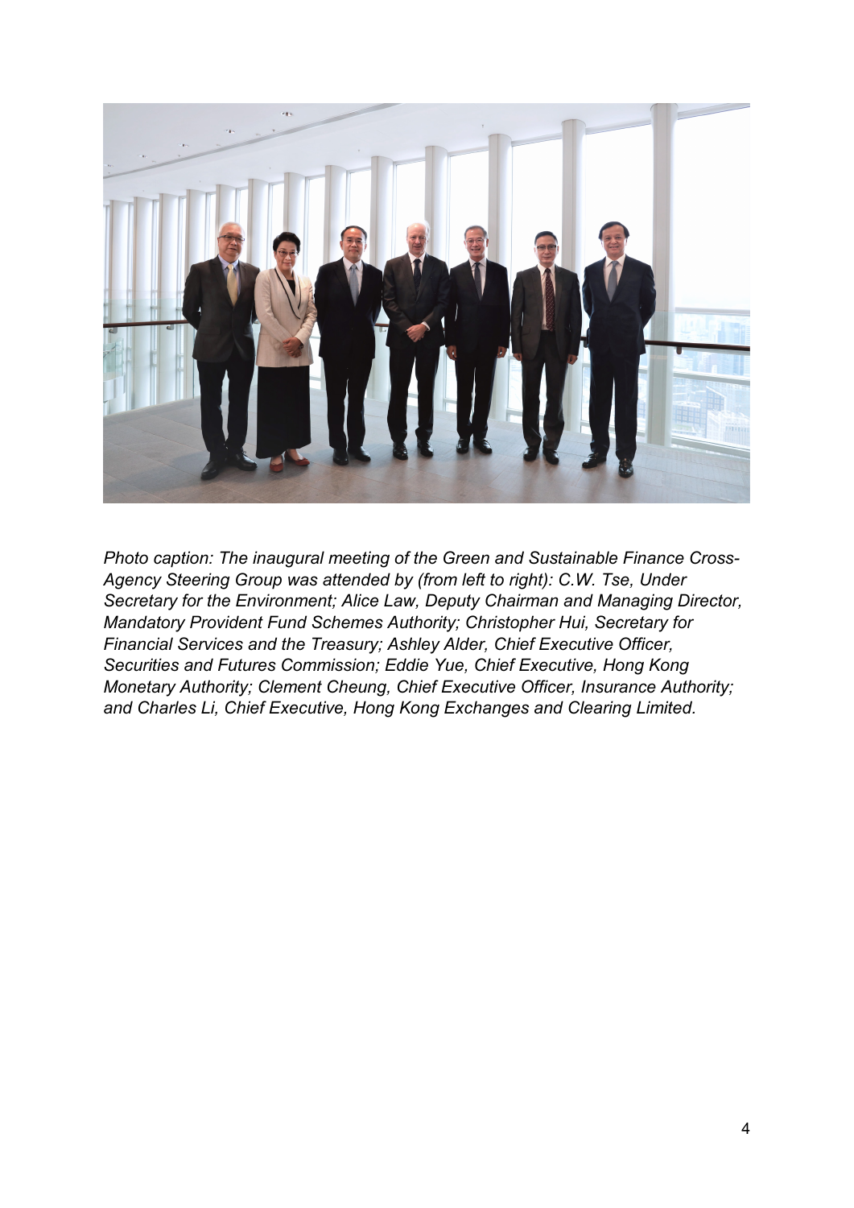*Photo caption: The inaugural meeting of the Green and Sustainable Finance Cross-Agency Steering Group was attended by (from left to right): C.W. Tse, Under Secretary for the Environment; Alice Law, Deputy Chairman and Managing Director, Mandatory Provident Fund Schemes Authority; Christopher Hui, Secretary for Financial Services and the Treasury; Ashley Alder, Chief Executive Officer, Securities and Futures Commission; Eddie Yue, Chief Executive, Hong Kong Monetary Authority; Clement Cheung, Chief Executive Officer, Insurance Authority; and Charles Li, Chief Executive, Hong Kong Exchanges and Clearing Limited.*